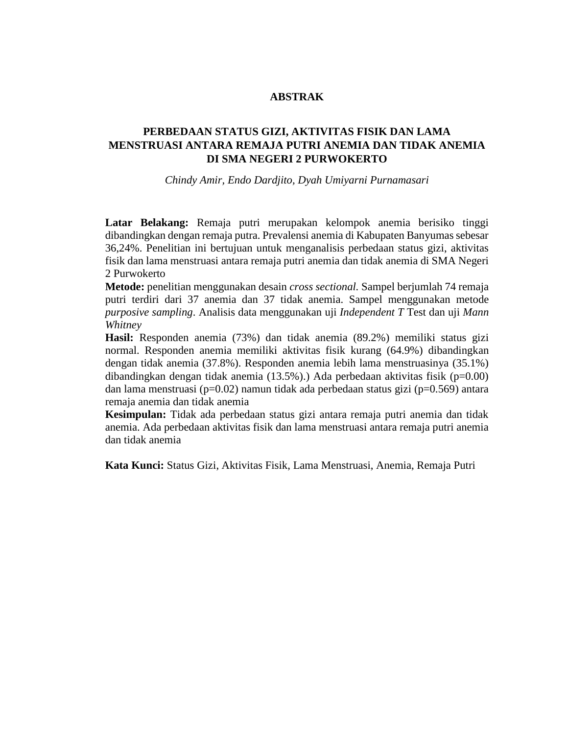# ABSTRAK

## PERBEDAAN STATUS GIZI, AKTIVITAS FISIK DAN LAMA MENSTRUASI ANTARA REMAJA PUTRI ANEMIA DAN TIDAK ANEMIA DI SMA NEGERI 2 PURWOKERTO

*Chindy Amir, Endo Dardjito, Dyah Umiyarni Purnamasari*

**Latar Belakang:** Remaja putri merupakan kelompok anemia berisiko tinggi dibandingkan dengan remaja putra. Prevalensi anemia di Kabupaten Banyumas sebesar 36,24%. Penelitian ini bertujuan untuk menganalisis perbedaan status gizi, aktivitas fisik dan lama menstruasi antara remaja putri anemia dan tidak anemia di SMA Negeri 2 Purwokerto

**Metode:** penelitian menggunakan desain *cross sectional.* Sampel berjumlah 74 remaja putri terdiri dari 37 anemia dan 37 tidak anemia. Sampel menggunakan metode *purposive sampling*. Analisis data menggunakan uji *Independent T* Test dan uji *Mann Whitney*

**Hasil:** Responden anemia (73%) dan tidak anemia (89.2%) memiliki status gizi normal. Responden anemia memiliki aktivitas fisik kurang (64.9%) dibandingkan dengan tidak anemia (37.8%). Responden anemia lebih lama menstruasinya (35.1%) dibandingkan dengan tidak anemia (13.5%).) Ada perbedaan aktivitas fisik (p=0.00) dan lama menstruasi (p=0.02) namun tidak ada perbedaan status gizi (p=0.569) antara remaja anemia dan tidak anemia

**Kesimpulan:** Tidak ada perbedaan status gizi antara remaja putri anemia dan tidak anemia. Ada perbedaan aktivitas fisik dan lama menstruasi antara remaja putri anemia dan tidak anemia

**Kata Kunci:** Status Gizi, Aktivitas Fisik, Lama Menstruasi, Anemia, Remaja Putri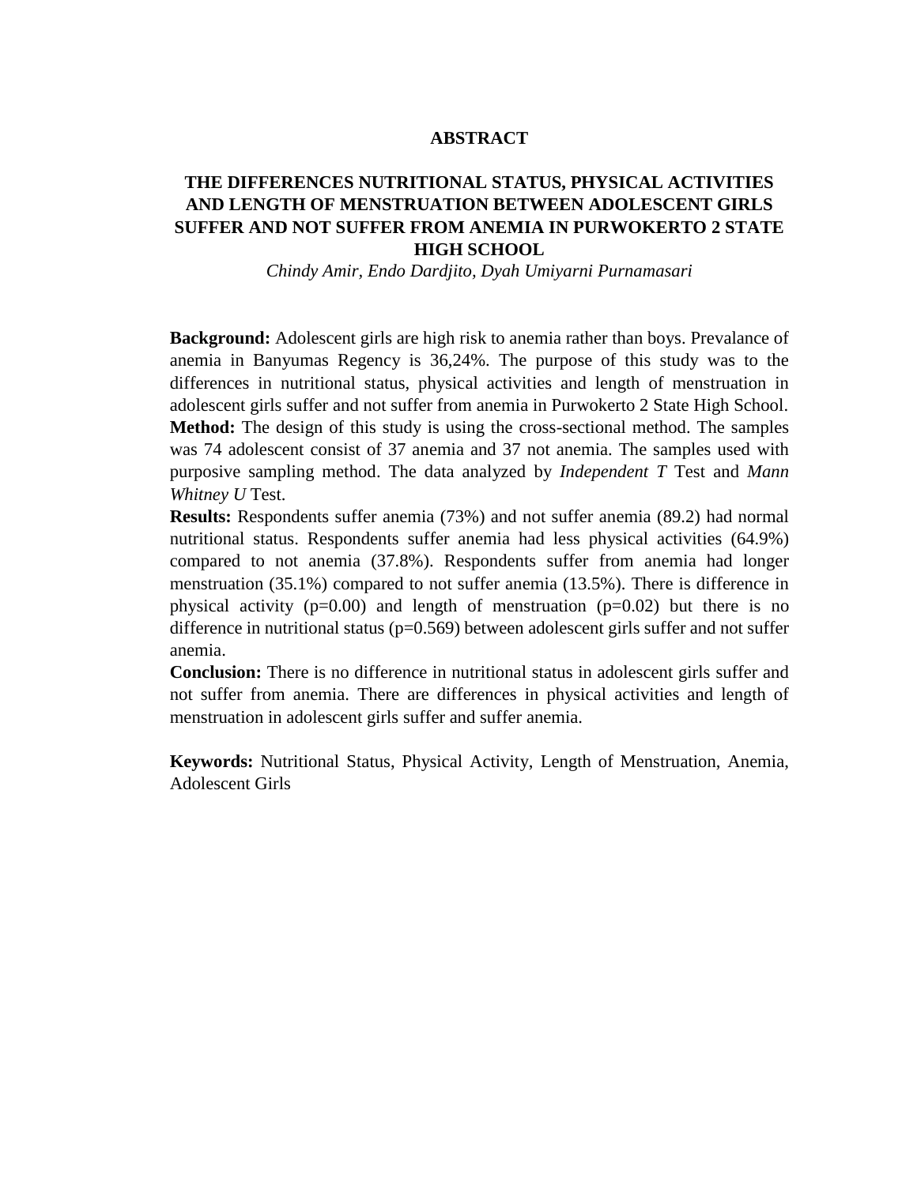# ABSTRACT

## THE DIFFERENCES NUTRITIONAL STATUS, PHYSICAL ACTIVITIES AND LENGTH OF MENSTRUATION BETWEEN ADOLESCENT GIRLS SUFFER AND NOT SUFFER FROM ANEMIA IN PURWOKERTO 2 STATE HIGH SCHOOL

*Chindy Amir, Endo Dardjito, Dyah Umiyarni Purnamasari*

**Background:** Adolescent girls are high risk to anemia rather than boys. Prevalance of anemia in Banyumas Regency is 36,24%. The purpose of this study was to the differences in nutritional status, physical activities and length of menstruation in adolescent girls suffer and not suffer from anemia in Purwokerto 2 State High School.

**Method:** The design of this study is using the cross-sectional method. The samples was 74 adolescent consist of 37 anemia and 37 not anemia. The samples used with purposive sampling method. The data analyzed by *Independent T* Test and *Mann Whitney U* Test.

**Results:** Respondents suffer anemia (73%) and not suffer anemia (89.2) had normal nutritional status. Respondents suffer anemia had less physical activities (64.9%) compared to not anemia (37.8%). Respondents suffer from anemia had longer menstruation (35.1%) compared to not suffer anemia (13.5%). There is difference in physical activity ($p=0.00$) and length of menstruation ($p=0.02$) but there is no difference in nutritional status ($p=0.569$) between adolescent girls suffer and not suffer anemia.

**Conclusion:** There is no difference in nutritional status in adolescent girls suffer and not suffer from anemia. There are differences in physical activities and length of menstruation in adolescent girls suffer and suffer anemia.

**Keywords:** Nutritional Status, Physical Activity, Length of Menstruation, Anemia, Adolescent Girls